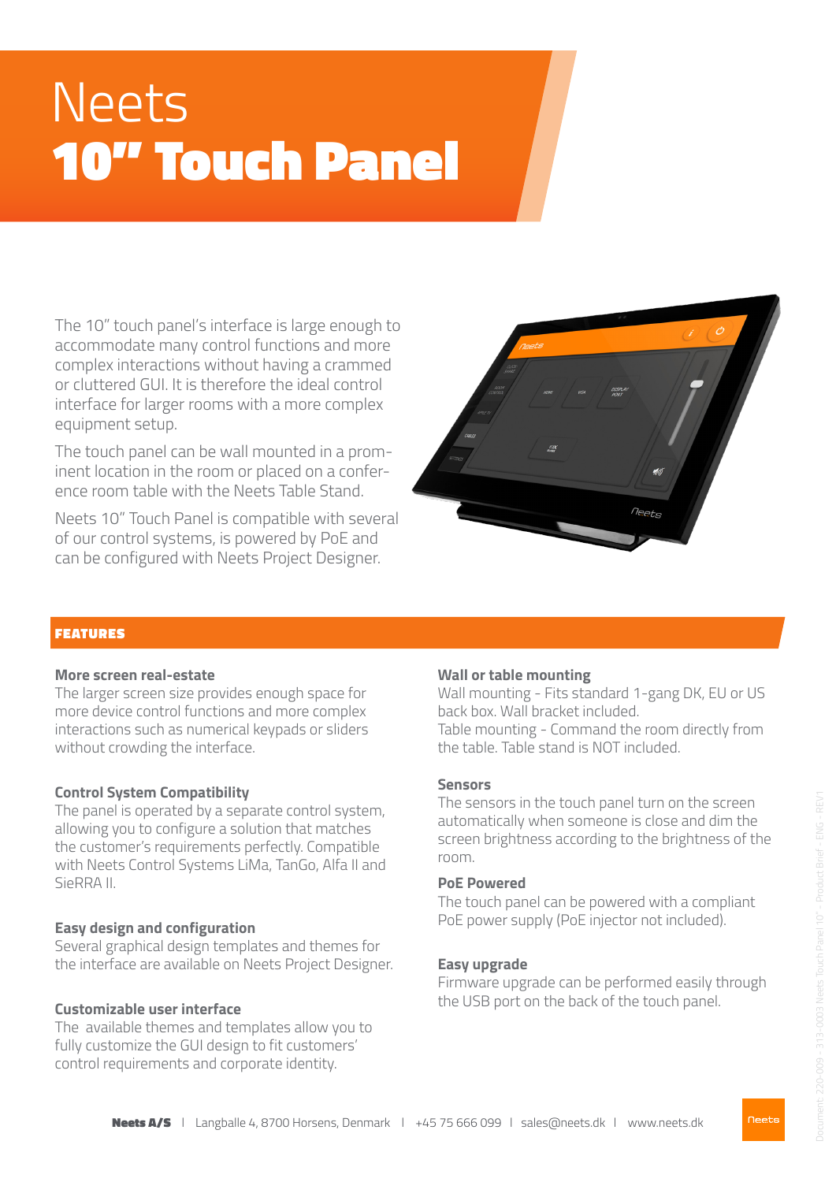# Neets
# 10" Touch Panel

The 10" touch panel's interface is large enough to accommodate many control functions and more complex interactions without having a crammed or cluttered GUI. It is therefore the ideal control interface for larger rooms with a more complex equipment setup.

The touch panel can be wall mounted in a prominent location in the room or placed on a conference room table with the Neets Table Stand.

Neets 10" Touch Panel is compatible with several of our control systems, is powered by PoE and can be configured with Neets Project Designer.

## FEATURES

**More screen real-estate**
The larger screen size provides enough space for more device control functions and more complex interactions such as numerical keypads or sliders without crowding the interface.

**Control System Compatibility**
The panel is operated by a separate control system, allowing you to configure a solution that matches the customer's requirements perfectly. Compatible with Neets Control Systems LiMa, TanGo, Alfa II and SieRRA II.

**Easy design and configuration**
Several graphical design templates and themes for the interface are available on Neets Project Designer.

**Customizable user interface**
The available themes and templates allow you to fully customize the GUI design to fit customers' control requirements and corporate identity.

**Wall or table mounting**
Wall mounting - Fits standard 1-gang DK, EU or US back box. Wall bracket included.
Table mounting - Command the room directly from the table. Table stand is NOT included.

**Sensors**
The sensors in the touch panel turn on the screen automatically when someone is close and dim the screen brightness according to the brightness of the room.

**PoE Powered**
The touch panel can be powered with a compliant PoE power supply (PoE injector not included).

**Easy upgrade**
Firmware upgrade can be performed easily through the USB port on the back of the touch panel.

**Neets A/S** | Langballe 4, 8700 Horsens, Denmark | +45 75 666 099 | sales@neets.dk | www.neets.dk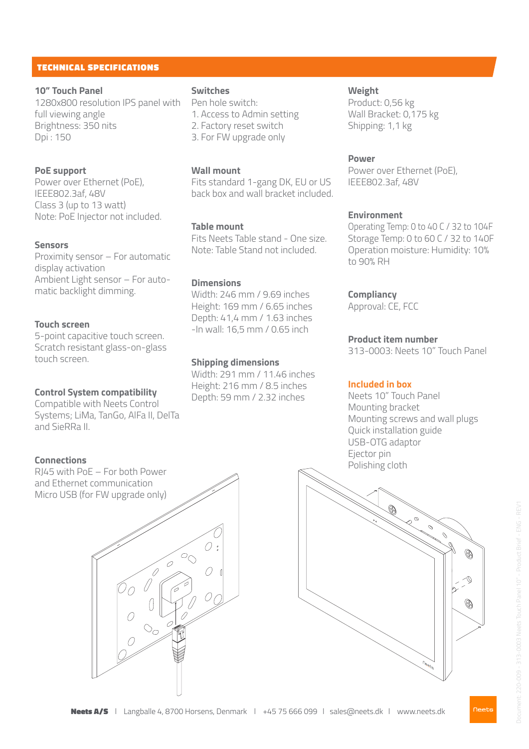## TECHNICAL SPECIFICATIONS

**10" Touch Panel**
1280x800 resolution IPS panel with full viewing angle
Brightness: 350 nits
Dpi : 150

**PoE support**
Power over Ethernet (PoE), IEEE802.3af, 48V
Class 3 (up to 13 watt)
Note: PoE Injector not included.

**Sensors**
Proximity sensor – For automatic display activation
Ambient Light sensor – For automatic backlight dimming.

**Touch screen**
5-point capacitive touch screen.
Scratch resistant glass-on-glass touch screen.

**Control System compatibility**
Compatible with Neets Control Systems; LiMa, TanGo, AlFa II, DelTa and SieRRa II.

**Connections**
RJ45 with PoE – For both Power and Ethernet communication
Micro USB (for FW upgrade only)

**Switches**
Pen hole switch:
1. Access to Admin setting
2. Factory reset switch
3. For FW upgrade only

**Wall mount**
Fits standard 1-gang DK, EU or US back box and wall bracket included.

**Table mount**
Fits Neets Table stand - One size.
Note: Table Stand not included.

**Dimensions**
Width: 246 mm / 9.69 inches
Height: 169 mm / 6.65 inches
Depth: 41,4 mm / 1.63 inches
-In wall: 16,5 mm / 0.65 inch

**Shipping dimensions**
Width: 291 mm / 11.46 inches
Height: 216 mm / 8.5 inches
Depth: 59 mm / 2.32 inches

**Weight**
Product: 0,56 kg
Wall Bracket: 0,175 kg
Shipping: 1,1 kg

**Power**
Power over Ethernet (PoE), IEEE802.3af, 48V

**Environment**
Operating Temp: 0 to 40 C / 32 to 104F
Storage Temp: 0 to 60 C / 32 to 140F
Operation moisture: Humidity: 10% to 90% RH

**Compliancy**
Approval: CE, FCC

**Product item number**
313-0003: Neets 10" Touch Panel

**Included in box**
Neets 10" Touch Panel
Mounting bracket
Mounting screws and wall plugs
Quick installation guide
USB-OTG adaptor
Ejector pin
Polishing cloth

**Neets A/S** | Langballe 4, 8700 Horsens, Denmark | +45 75 666 099 | sales@neets.dk | www.neets.dk